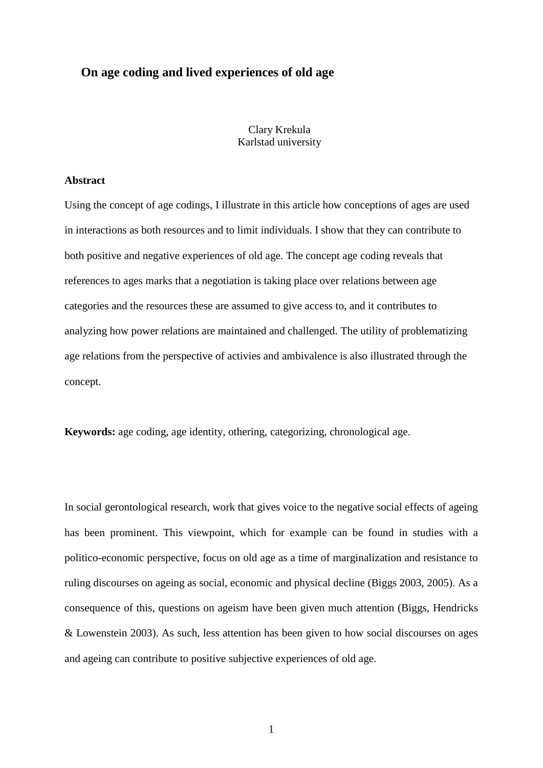# On age coding and lived experiences of old age

Clary Krekula
Karlstad university

**Abstract**

Using the concept of age codings, I illustrate in this article how conceptions of ages are used in interactions as both resources and to limit individuals. I show that they can contribute to both positive and negative experiences of old age. The concept age coding reveals that references to ages marks that a negotiation is taking place over relations between age categories and the resources these are assumed to give access to, and it contributes to analyzing how power relations are maintained and challenged. The utility of problematizing age relations from the perspective of activies and ambivalence is also illustrated through the concept.

**Keywords:** age coding, age identity, othering, categorizing, chronological age.

In social gerontological research, work that gives voice to the negative social effects of ageing has been prominent. This viewpoint, which for example can be found in studies with a politico-economic perspective, focus on old age as a time of marginalization and resistance to ruling discourses on ageing as social, economic and physical decline (Biggs 2003, 2005). As a consequence of this, questions on ageism have been given much attention (Biggs, Hendricks & Lowenstein 2003). As such, less attention has been given to how social discourses on ages and ageing can contribute to positive subjective experiences of old age.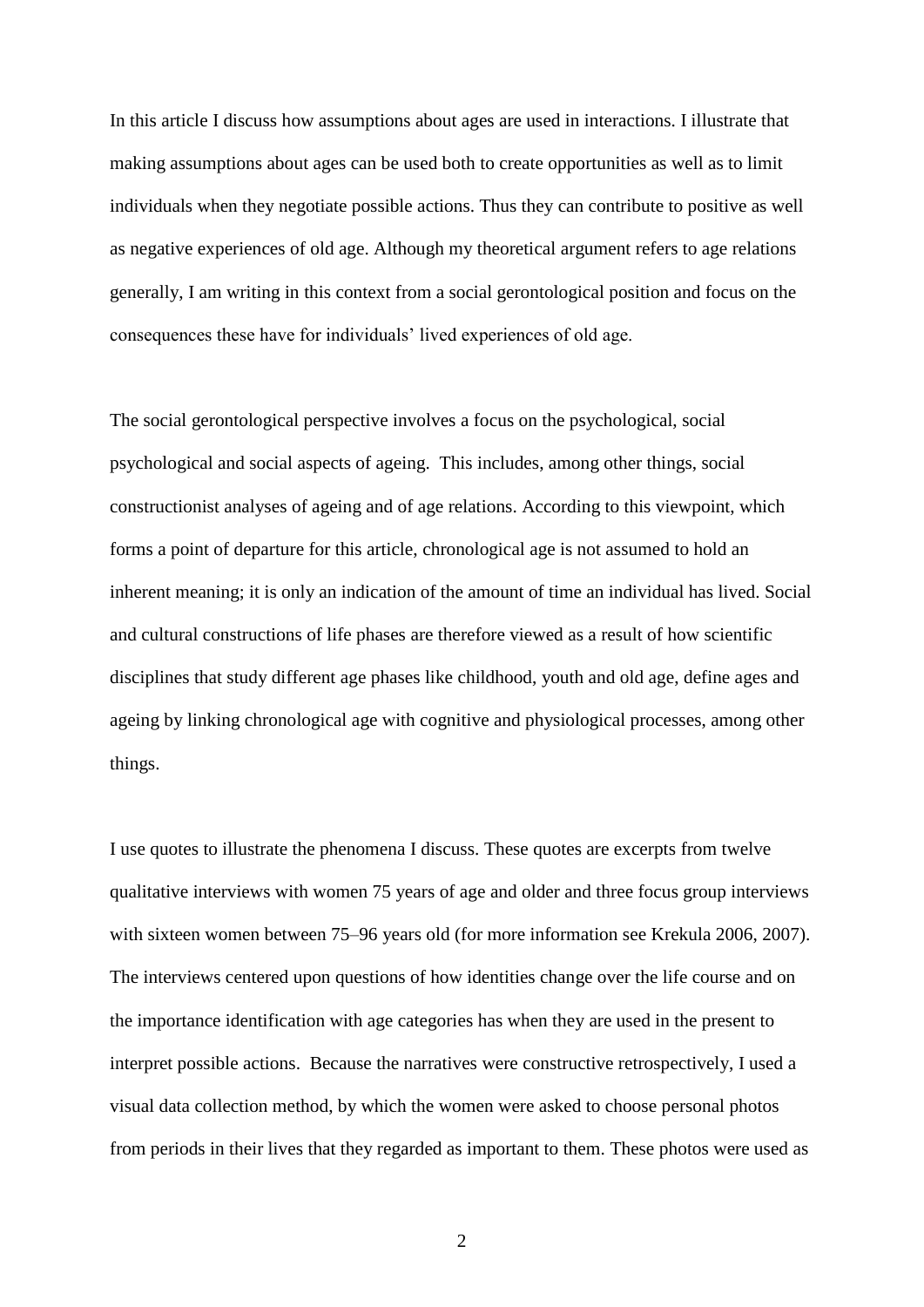In this article I discuss how assumptions about ages are used in interactions. I illustrate that making assumptions about ages can be used both to create opportunities as well as to limit individuals when they negotiate possible actions. Thus they can contribute to positive as well as negative experiences of old age. Although my theoretical argument refers to age relations generally, I am writing in this context from a social gerontological position and focus on the consequences these have for individuals' lived experiences of old age.

The social gerontological perspective involves a focus on the psychological, social psychological and social aspects of ageing. This includes, among other things, social constructionist analyses of ageing and of age relations. According to this viewpoint, which forms a point of departure for this article, chronological age is not assumed to hold an inherent meaning; it is only an indication of the amount of time an individual has lived. Social and cultural constructions of life phases are therefore viewed as a result of how scientific disciplines that study different age phases like childhood, youth and old age, define ages and ageing by linking chronological age with cognitive and physiological processes, among other things.

I use quotes to illustrate the phenomena I discuss. These quotes are excerpts from twelve qualitative interviews with women 75 years of age and older and three focus group interviews with sixteen women between 75–96 years old (for more information see Krekula 2006, 2007). The interviews centered upon questions of how identities change over the life course and on the importance identification with age categories has when they are used in the present to interpret possible actions. Because the narratives were constructive retrospectively, I used a visual data collection method, by which the women were asked to choose personal photos from periods in their lives that they regarded as important to them. These photos were used as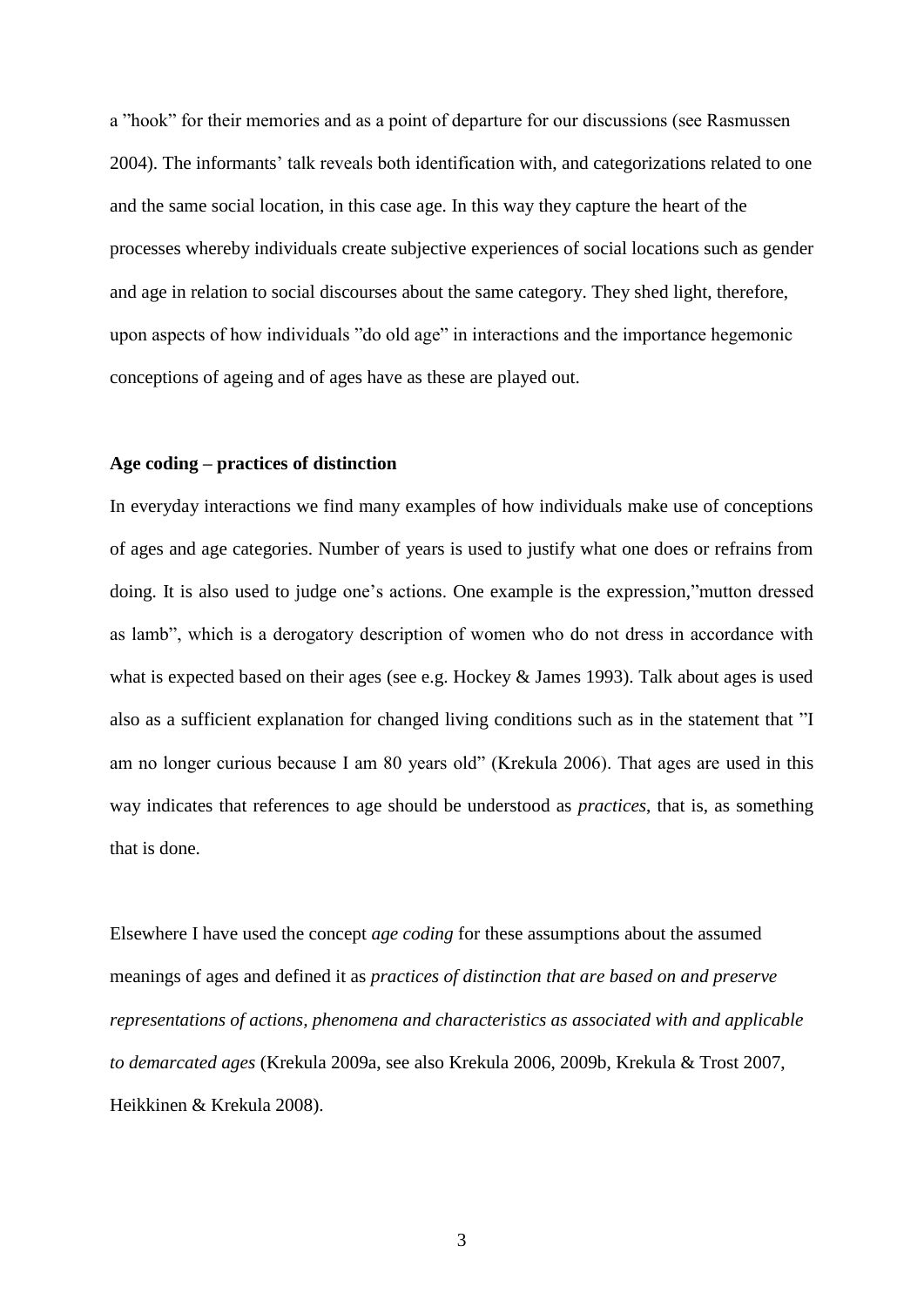a ”hook” for their memories and as a point of departure for our discussions (see Rasmussen 2004). The informants’ talk reveals both identification with, and categorizations related to one and the same social location, in this case age. In this way they capture the heart of the processes whereby individuals create subjective experiences of social locations such as gender and age in relation to social discourses about the same category. They shed light, therefore, upon aspects of how individuals ”do old age” in interactions and the importance hegemonic conceptions of ageing and of ages have as these are played out.

**Age coding – practices of distinction**

In everyday interactions we find many examples of how individuals make use of conceptions of ages and age categories. Number of years is used to justify what one does or refrains from doing. It is also used to judge one’s actions. One example is the expression,”mutton dressed as lamb”, which is a derogatory description of women who do not dress in accordance with what is expected based on their ages (see e.g. Hockey & James 1993). Talk about ages is used also as a sufficient explanation for changed living conditions such as in the statement that ”I am no longer curious because I am 80 years old” (Krekula 2006). That ages are used in this way indicates that references to age should be understood as *practices*, that is, as something that is done.

Elsewhere I have used the concept *age coding* for these assumptions about the assumed meanings of ages and defined it as *practices of distinction that are based on and preserve representations of actions, phenomena and characteristics as associated with and applicable to demarcated ages* (Krekula 2009a, see also Krekula 2006, 2009b, Krekula & Trost 2007, Heikkinen & Krekula 2008).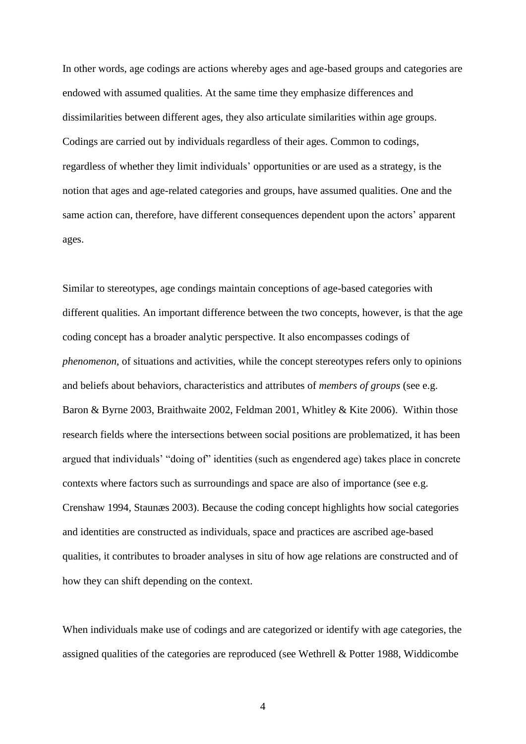In other words, age codings are actions whereby ages and age-based groups and categories are endowed with assumed qualities. At the same time they emphasize differences and dissimilarities between different ages, they also articulate similarities within age groups. Codings are carried out by individuals regardless of their ages. Common to codings, regardless of whether they limit individuals' opportunities or are used as a strategy, is the notion that ages and age-related categories and groups, have assumed qualities. One and the same action can, therefore, have different consequences dependent upon the actors' apparent ages.

Similar to stereotypes, age condings maintain conceptions of age-based categories with different qualities. An important difference between the two concepts, however, is that the age coding concept has a broader analytic perspective. It also encompasses codings of *phenomenon*, of situations and activities, while the concept stereotypes refers only to opinions and beliefs about behaviors, characteristics and attributes of *members of groups* (see e.g. Baron & Byrne 2003, Braithwaite 2002, Feldman 2001, Whitley & Kite 2006). Within those research fields where the intersections between social positions are problematized, it has been argued that individuals' "doing of" identities (such as engendered age) takes place in concrete contexts where factors such as surroundings and space are also of importance (see e.g. Crenshaw 1994, Staunæs 2003). Because the coding concept highlights how social categories and identities are constructed as individuals, space and practices are ascribed age-based qualities, it contributes to broader analyses in situ of how age relations are constructed and of how they can shift depending on the context.

When individuals make use of codings and are categorized or identify with age categories, the assigned qualities of the categories are reproduced (see Wethrell & Potter 1988, Widdicombe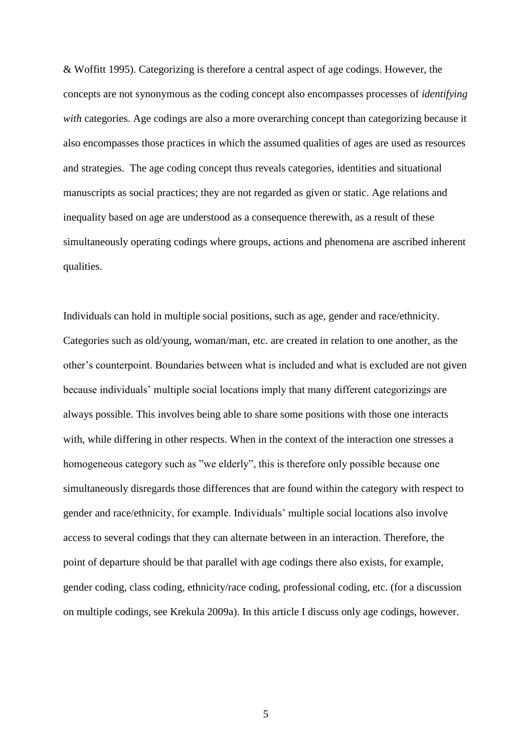& Woffitt 1995). Categorizing is therefore a central aspect of age codings. However, the concepts are not synonymous as the coding concept also encompasses processes of *identifying with* categories. Age codings are also a more overarching concept than categorizing because it also encompasses those practices in which the assumed qualities of ages are used as resources and strategies. The age coding concept thus reveals categories, identities and situational manuscripts as social practices; they are not regarded as given or static. Age relations and inequality based on age are understood as a consequence therewith, as a result of these simultaneously operating codings where groups, actions and phenomena are ascribed inherent qualities.

Individuals can hold in multiple social positions, such as age, gender and race/ethnicity. Categories such as old/young, woman/man, etc. are created in relation to one another, as the other's counterpoint. Boundaries between what is included and what is excluded are not given because individuals' multiple social locations imply that many different categorizings are always possible. This involves being able to share some positions with those one interacts with, while differing in other respects. When in the context of the interaction one stresses a homogeneous category such as "we elderly", this is therefore only possible because one simultaneously disregards those differences that are found within the category with respect to gender and race/ethnicity, for example. Individuals' multiple social locations also involve access to several codings that they can alternate between in an interaction. Therefore, the point of departure should be that parallel with age codings there also exists, for example, gender coding, class coding, ethnicity/race coding, professional coding, etc. (for a discussion on multiple codings, see Krekula 2009a). In this article I discuss only age codings, however.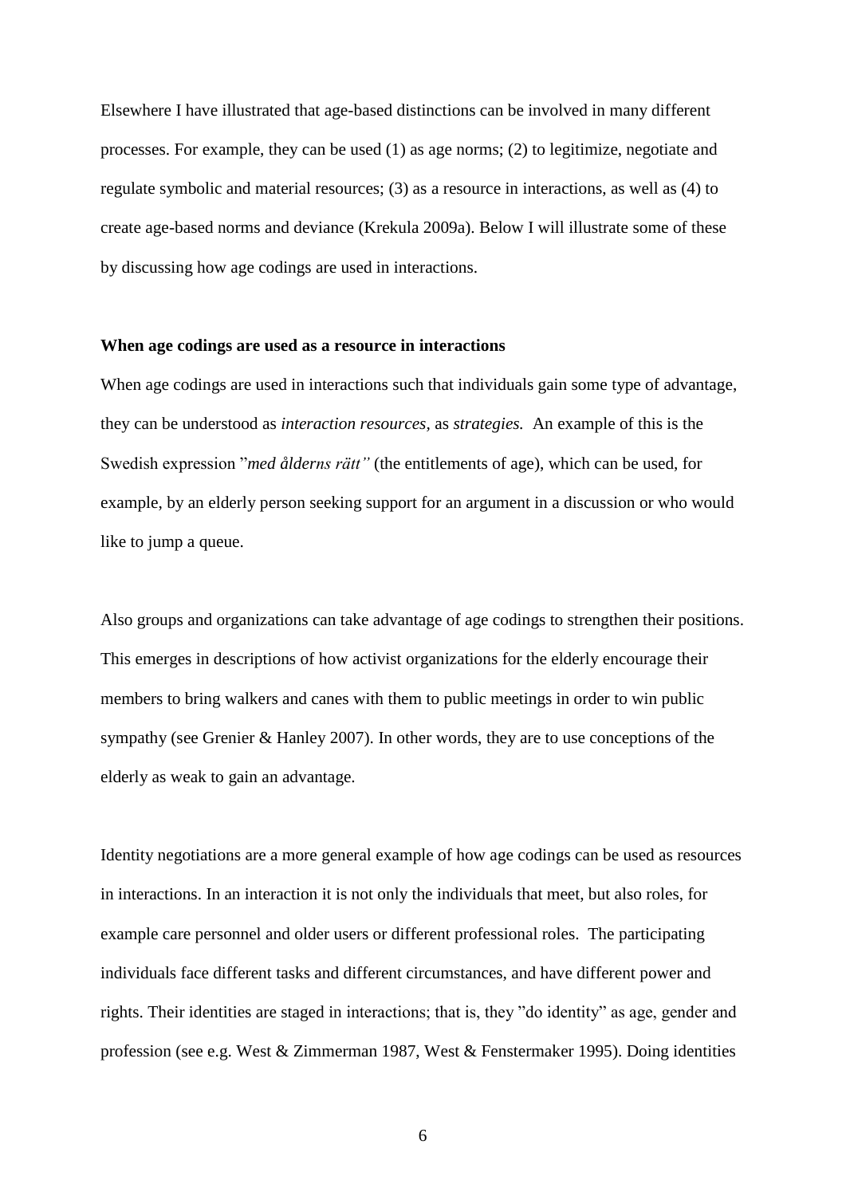Elsewhere I have illustrated that age-based distinctions can be involved in many different processes. For example, they can be used (1) as age norms; (2) to legitimize, negotiate and regulate symbolic and material resources; (3) as a resource in interactions, as well as (4) to create age-based norms and deviance (Krekula 2009a). Below I will illustrate some of these by discussing how age codings are used in interactions.

**When age codings are used as a resource in interactions**

When age codings are used in interactions such that individuals gain some type of advantage, they can be understood as *interaction resources,* as *strategies.* An example of this is the Swedish expression "*med ålderns rätt"* (the entitlements of age), which can be used, for example, by an elderly person seeking support for an argument in a discussion or who would like to jump a queue.

Also groups and organizations can take advantage of age codings to strengthen their positions. This emerges in descriptions of how activist organizations for the elderly encourage their members to bring walkers and canes with them to public meetings in order to win public sympathy (see Grenier & Hanley 2007). In other words, they are to use conceptions of the elderly as weak to gain an advantage.

Identity negotiations are a more general example of how age codings can be used as resources in interactions. In an interaction it is not only the individuals that meet, but also roles, for example care personnel and older users or different professional roles. The participating individuals face different tasks and different circumstances, and have different power and rights. Their identities are staged in interactions; that is, they "do identity" as age, gender and profession (see e.g. West & Zimmerman 1987, West & Fenstermaker 1995). Doing identities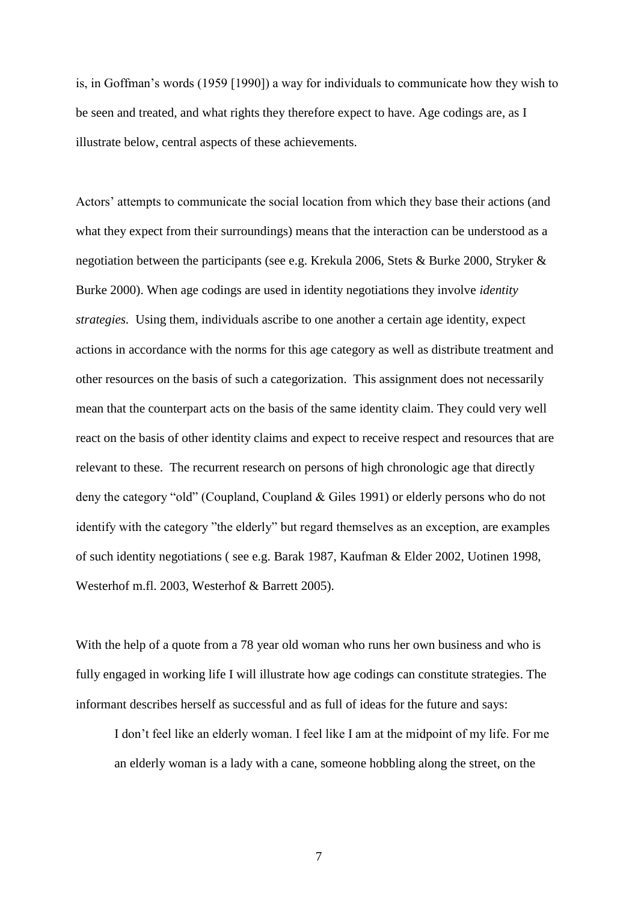is, in Goffman's words (1959 [1990]) a way for individuals to communicate how they wish to be seen and treated, and what rights they therefore expect to have. Age codings are, as I illustrate below, central aspects of these achievements.

Actors' attempts to communicate the social location from which they base their actions (and what they expect from their surroundings) means that the interaction can be understood as a negotiation between the participants (see e.g. Krekula 2006, Stets & Burke 2000, Stryker & Burke 2000). When age codings are used in identity negotiations they involve *identity strategies*. Using them, individuals ascribe to one another a certain age identity, expect actions in accordance with the norms for this age category as well as distribute treatment and other resources on the basis of such a categorization. This assignment does not necessarily mean that the counterpart acts on the basis of the same identity claim. They could very well react on the basis of other identity claims and expect to receive respect and resources that are relevant to these. The recurrent research on persons of high chronologic age that directly deny the category "old" (Coupland, Coupland & Giles 1991) or elderly persons who do not identify with the category "the elderly" but regard themselves as an exception, are examples of such identity negotiations ( see e.g. Barak 1987, Kaufman & Elder 2002, Uotinen 1998, Westerhof m.fl. 2003, Westerhof & Barrett 2005).

With the help of a quote from a 78 year old woman who runs her own business and who is fully engaged in working life I will illustrate how age codings can constitute strategies. The informant describes herself as successful and as full of ideas for the future and says:

> I don't feel like an elderly woman. I feel like I am at the midpoint of my life. For me an elderly woman is a lady with a cane, someone hobbling along the street, on the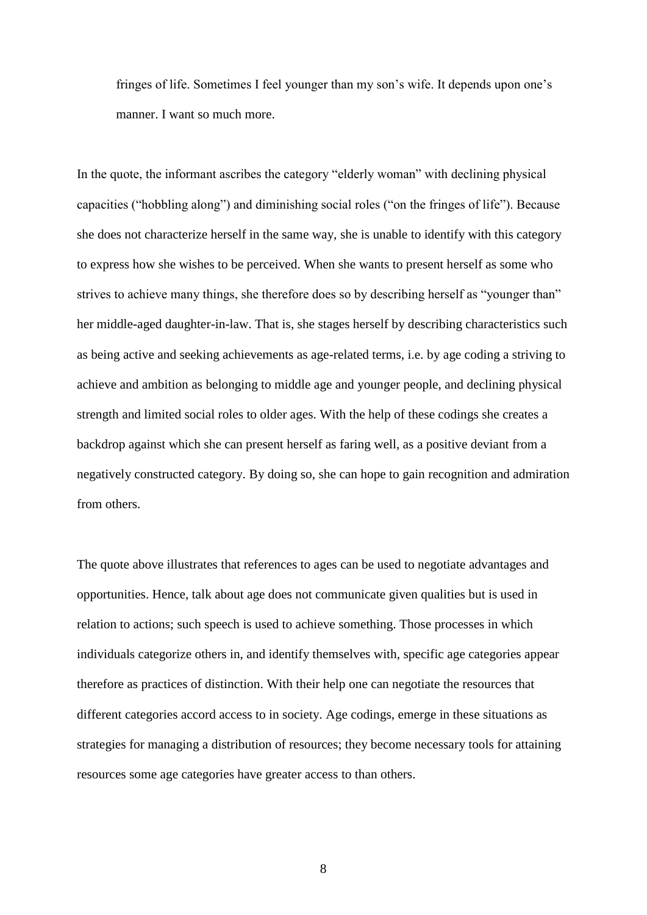> fringes of life. Sometimes I feel younger than my son's wife. It depends upon one's manner. I want so much more.

In the quote, the informant ascribes the category "elderly woman" with declining physical capacities ("hobbling along") and diminishing social roles ("on the fringes of life"). Because she does not characterize herself in the same way, she is unable to identify with this category to express how she wishes to be perceived. When she wants to present herself as some who strives to achieve many things, she therefore does so by describing herself as "younger than" her middle-aged daughter-in-law. That is, she stages herself by describing characteristics such as being active and seeking achievements as age-related terms, i.e. by age coding a striving to achieve and ambition as belonging to middle age and younger people, and declining physical strength and limited social roles to older ages. With the help of these codings she creates a backdrop against which she can present herself as faring well, as a positive deviant from a negatively constructed category. By doing so, she can hope to gain recognition and admiration from others.

The quote above illustrates that references to ages can be used to negotiate advantages and opportunities. Hence, talk about age does not communicate given qualities but is used in relation to actions; such speech is used to achieve something. Those processes in which individuals categorize others in, and identify themselves with, specific age categories appear therefore as practices of distinction. With their help one can negotiate the resources that different categories accord access to in society. Age codings, emerge in these situations as strategies for managing a distribution of resources; they become necessary tools for attaining resources some age categories have greater access to than others.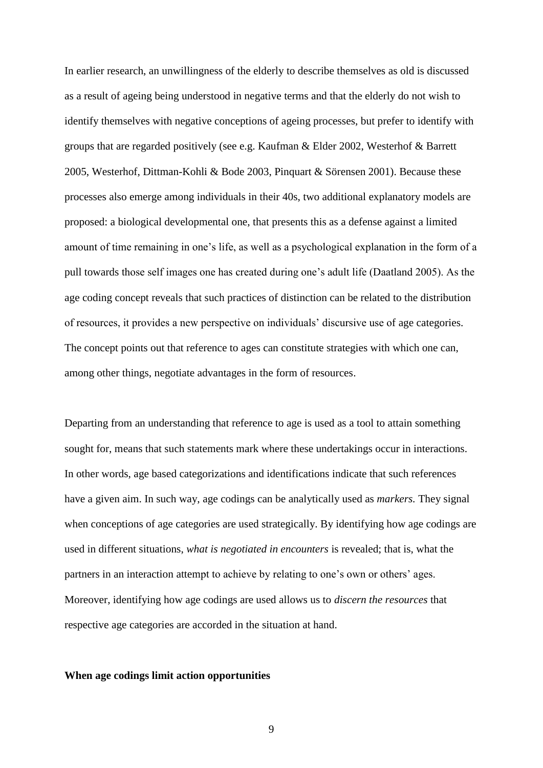In earlier research, an unwillingness of the elderly to describe themselves as old is discussed as a result of ageing being understood in negative terms and that the elderly do not wish to identify themselves with negative conceptions of ageing processes, but prefer to identify with groups that are regarded positively (see e.g. Kaufman & Elder 2002, Westerhof & Barrett 2005, Westerhof, Dittman-Kohli & Bode 2003, Pinquart & Sörensen 2001). Because these processes also emerge among individuals in their 40s, two additional explanatory models are proposed: a biological developmental one, that presents this as a defense against a limited amount of time remaining in one's life, as well as a psychological explanation in the form of a pull towards those self images one has created during one's adult life (Daatland 2005). As the age coding concept reveals that such practices of distinction can be related to the distribution of resources, it provides a new perspective on individuals' discursive use of age categories. The concept points out that reference to ages can constitute strategies with which one can, among other things, negotiate advantages in the form of resources.

Departing from an understanding that reference to age is used as a tool to attain something sought for, means that such statements mark where these undertakings occur in interactions. In other words, age based categorizations and identifications indicate that such references have a given aim. In such way, age codings can be analytically used as *markers.* They signal when conceptions of age categories are used strategically. By identifying how age codings are used in different situations, *what is negotiated in encounters* is revealed; that is, what the partners in an interaction attempt to achieve by relating to one's own or others' ages. Moreover, identifying how age codings are used allows us to *discern the resources* that respective age categories are accorded in the situation at hand.

**When age codings limit action opportunities**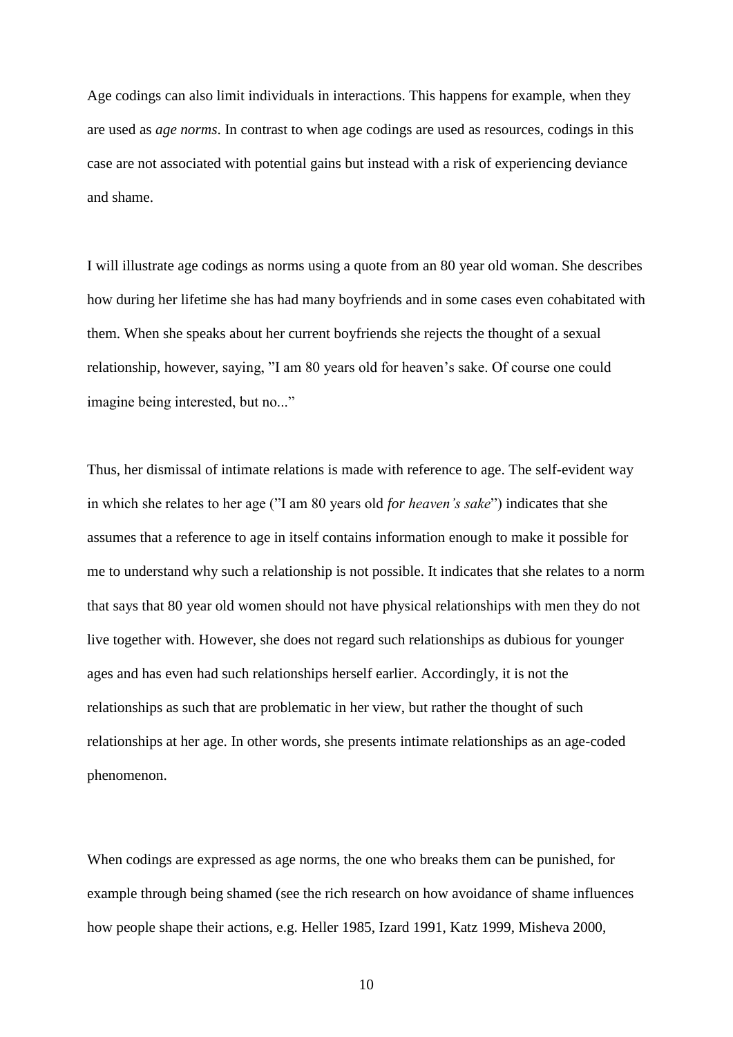Age codings can also limit individuals in interactions. This happens for example, when they are used as *age norms*. In contrast to when age codings are used as resources, codings in this case are not associated with potential gains but instead with a risk of experiencing deviance and shame.

I will illustrate age codings as norms using a quote from an 80 year old woman. She describes how during her lifetime she has had many boyfriends and in some cases even cohabitated with them. When she speaks about her current boyfriends she rejects the thought of a sexual relationship, however, saying, "I am 80 years old for heaven's sake. Of course one could imagine being interested, but no..."

Thus, her dismissal of intimate relations is made with reference to age. The self-evident way in which she relates to her age ("I am 80 years old *for heaven's sake*") indicates that she assumes that a reference to age in itself contains information enough to make it possible for me to understand why such a relationship is not possible. It indicates that she relates to a norm that says that 80 year old women should not have physical relationships with men they do not live together with. However, she does not regard such relationships as dubious for younger ages and has even had such relationships herself earlier. Accordingly, it is not the relationships as such that are problematic in her view, but rather the thought of such relationships at her age. In other words, she presents intimate relationships as an age-coded phenomenon.

When codings are expressed as age norms, the one who breaks them can be punished, for example through being shamed (see the rich research on how avoidance of shame influences how people shape their actions, e.g. Heller 1985, Izard 1991, Katz 1999, Misheva 2000,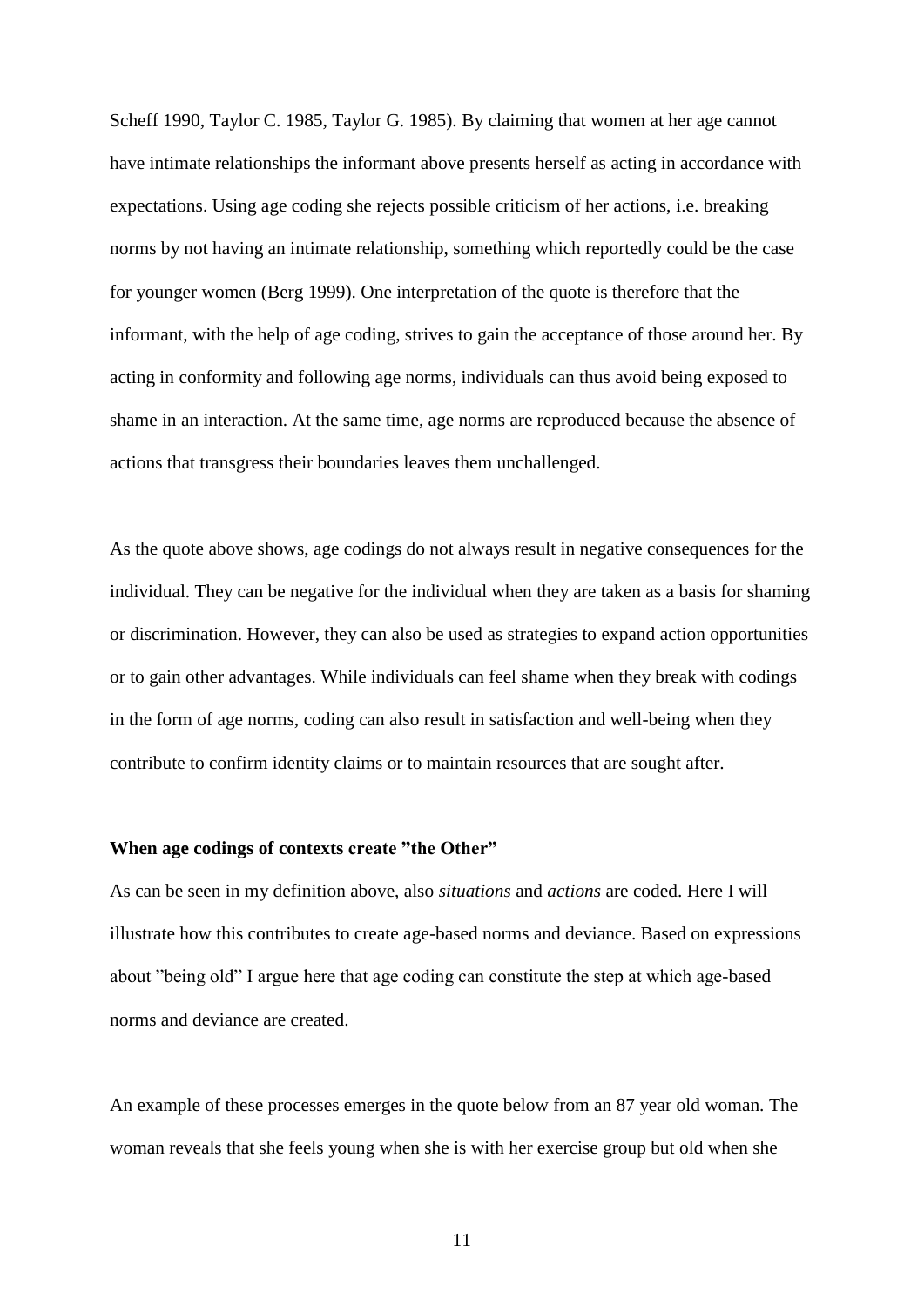Scheff 1990, Taylor C. 1985, Taylor G. 1985). By claiming that women at her age cannot have intimate relationships the informant above presents herself as acting in accordance with expectations. Using age coding she rejects possible criticism of her actions, i.e. breaking norms by not having an intimate relationship, something which reportedly could be the case for younger women (Berg 1999). One interpretation of the quote is therefore that the informant, with the help of age coding, strives to gain the acceptance of those around her. By acting in conformity and following age norms, individuals can thus avoid being exposed to shame in an interaction. At the same time, age norms are reproduced because the absence of actions that transgress their boundaries leaves them unchallenged.

As the quote above shows, age codings do not always result in negative consequences for the individual. They can be negative for the individual when they are taken as a basis for shaming or discrimination. However, they can also be used as strategies to expand action opportunities or to gain other advantages. While individuals can feel shame when they break with codings in the form of age norms, coding can also result in satisfaction and well-being when they contribute to confirm identity claims or to maintain resources that are sought after.

**When age codings of contexts create ”the Other”**

As can be seen in my definition above, also *situations* and *actions* are coded. Here I will illustrate how this contributes to create age-based norms and deviance. Based on expressions about ”being old” I argue here that age coding can constitute the step at which age-based norms and deviance are created.

An example of these processes emerges in the quote below from an 87 year old woman. The woman reveals that she feels young when she is with her exercise group but old when she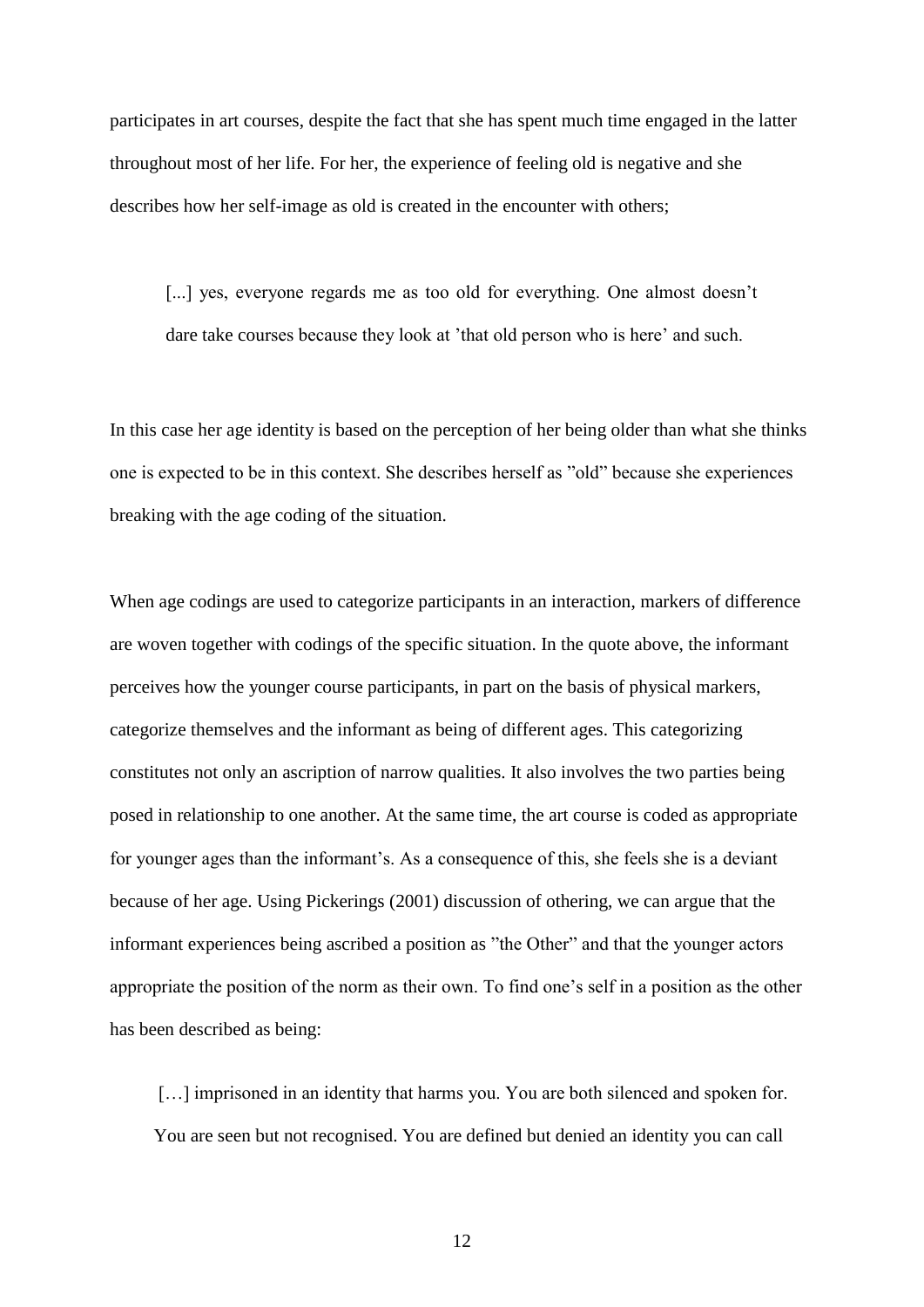participates in art courses, despite the fact that she has spent much time engaged in the latter throughout most of her life. For her, the experience of feeling old is negative and she describes how her self-image as old is created in the encounter with others;

> [...] yes, everyone regards me as too old for everything. One almost doesn't dare take courses because they look at 'that old person who is here' and such.

In this case her age identity is based on the perception of her being older than what she thinks one is expected to be in this context. She describes herself as "old" because she experiences breaking with the age coding of the situation.

When age codings are used to categorize participants in an interaction, markers of difference are woven together with codings of the specific situation. In the quote above, the informant perceives how the younger course participants, in part on the basis of physical markers, categorize themselves and the informant as being of different ages. This categorizing constitutes not only an ascription of narrow qualities. It also involves the two parties being posed in relationship to one another. At the same time, the art course is coded as appropriate for younger ages than the informant's. As a consequence of this, she feels she is a deviant because of her age. Using Pickerings (2001) discussion of othering, we can argue that the informant experiences being ascribed a position as "the Other" and that the younger actors appropriate the position of the norm as their own. To find one's self in a position as the other has been described as being:

> […] imprisoned in an identity that harms you. You are both silenced and spoken for. You are seen but not recognised. You are defined but denied an identity you can call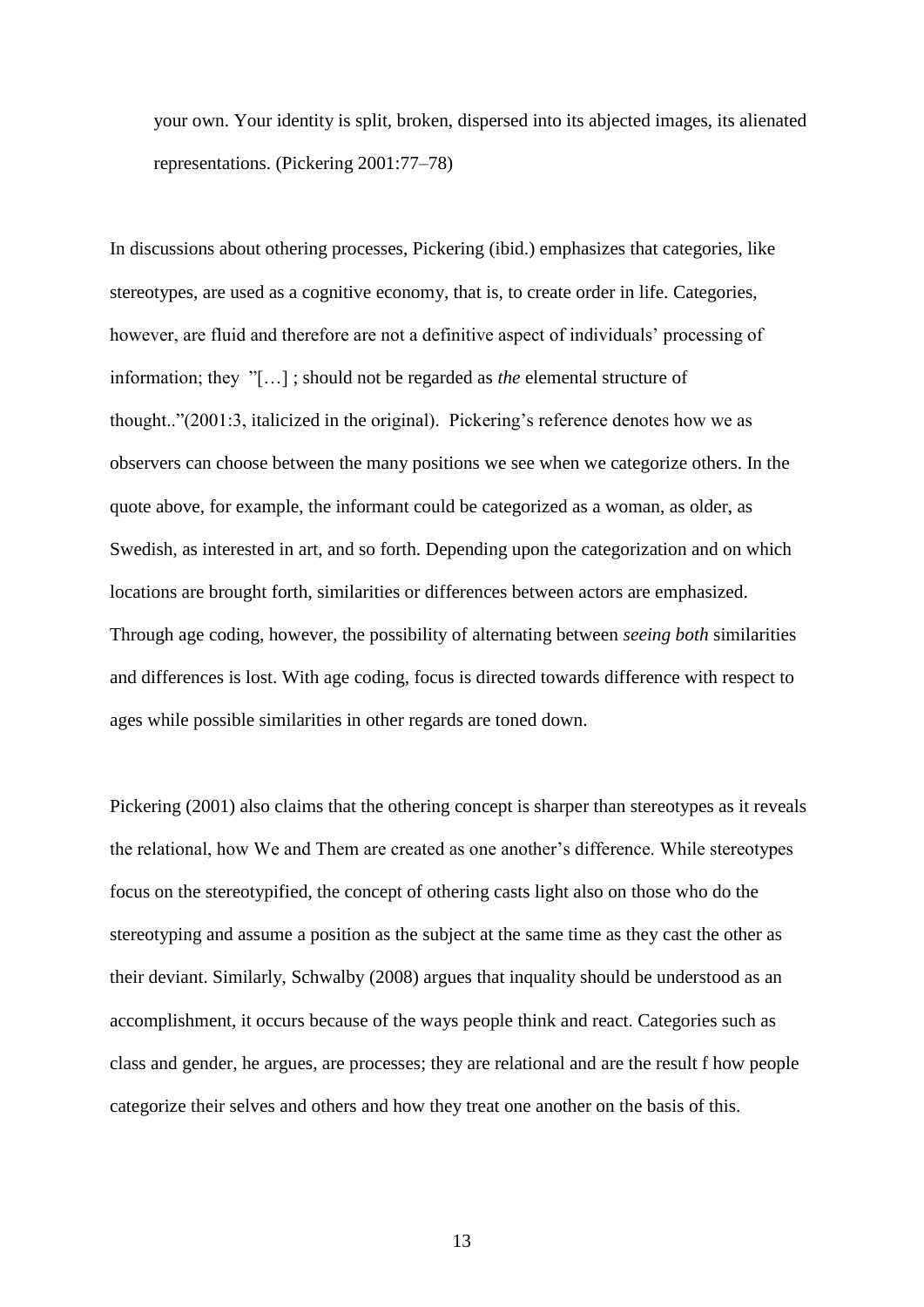your own. Your identity is split, broken, dispersed into its abjected images, its alienated representations. (Pickering 2001:77–78)

In discussions about othering processes, Pickering (ibid.) emphasizes that categories, like stereotypes, are used as a cognitive economy, that is, to create order in life. Categories, however, are fluid and therefore are not a definitive aspect of individuals' processing of information; they "[…] ; should not be regarded as *the* elemental structure of thought.."(2001:3, italicized in the original). Pickering's reference denotes how we as observers can choose between the many positions we see when we categorize others. In the quote above, for example, the informant could be categorized as a woman, as older, as Swedish, as interested in art, and so forth. Depending upon the categorization and on which locations are brought forth, similarities or differences between actors are emphasized. Through age coding, however, the possibility of alternating between *seeing both* similarities and differences is lost. With age coding, focus is directed towards difference with respect to ages while possible similarities in other regards are toned down.

Pickering (2001) also claims that the othering concept is sharper than stereotypes as it reveals the relational, how We and Them are created as one another's difference. While stereotypes focus on the stereotypified, the concept of othering casts light also on those who do the stereotyping and assume a position as the subject at the same time as they cast the other as their deviant. Similarly, Schwalby (2008) argues that inquality should be understood as an accomplishment, it occurs because of the ways people think and react. Categories such as class and gender, he argues, are processes; they are relational and are the result f how people categorize their selves and others and how they treat one another on the basis of this.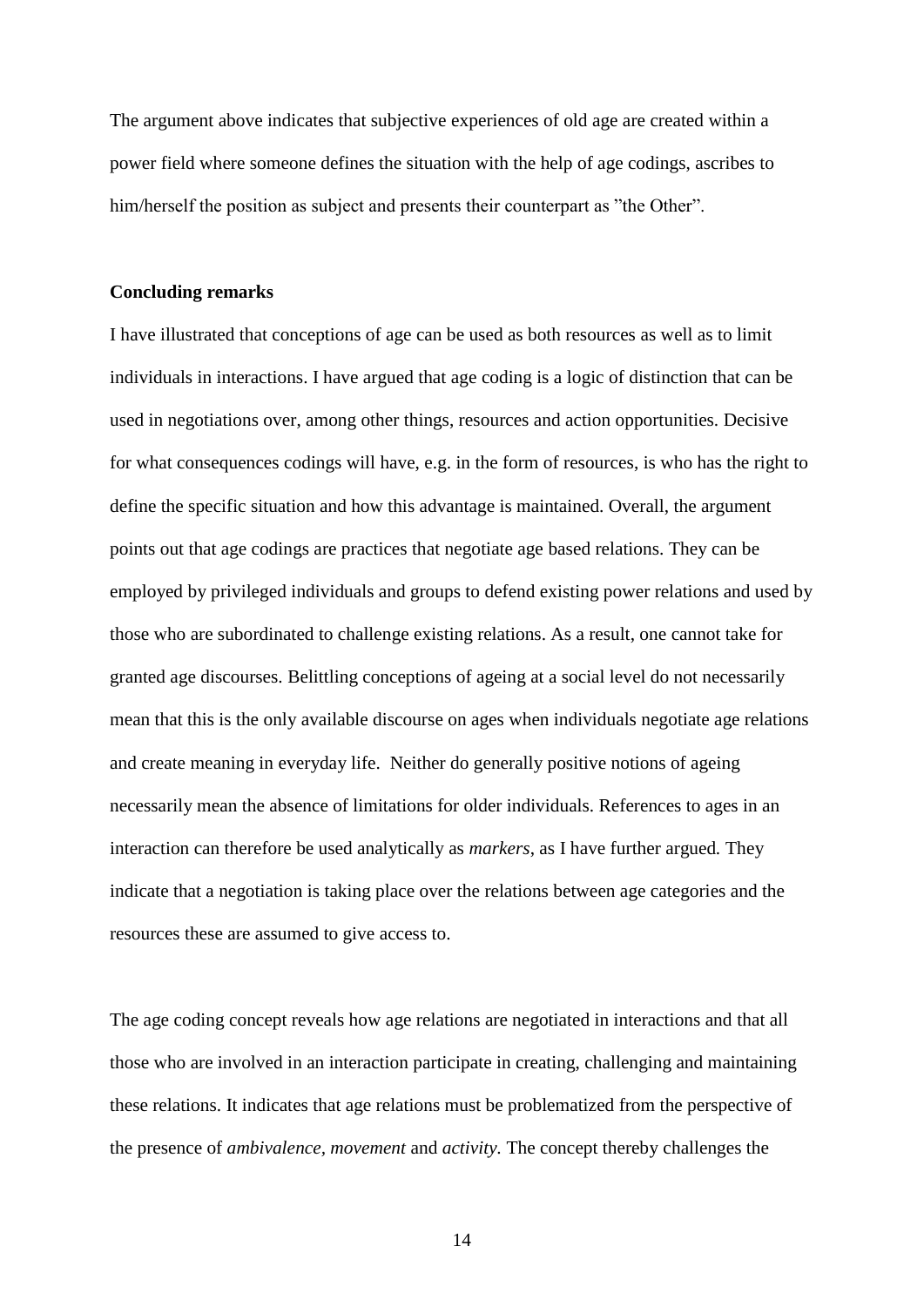The argument above indicates that subjective experiences of old age are created within a power field where someone defines the situation with the help of age codings, ascribes to him/herself the position as subject and presents their counterpart as ”the Other”.

**Concluding remarks**

I have illustrated that conceptions of age can be used as both resources as well as to limit individuals in interactions. I have argued that age coding is a logic of distinction that can be used in negotiations over, among other things, resources and action opportunities. Decisive for what consequences codings will have, e.g. in the form of resources, is who has the right to define the specific situation and how this advantage is maintained. Overall, the argument points out that age codings are practices that negotiate age based relations. They can be employed by privileged individuals and groups to defend existing power relations and used by those who are subordinated to challenge existing relations. As a result, one cannot take for granted age discourses. Belittling conceptions of ageing at a social level do not necessarily mean that this is the only available discourse on ages when individuals negotiate age relations and create meaning in everyday life. Neither do generally positive notions of ageing necessarily mean the absence of limitations for older individuals. References to ages in an interaction can therefore be used analytically as *markers*, as I have further argued. They indicate that a negotiation is taking place over the relations between age categories and the resources these are assumed to give access to.

The age coding concept reveals how age relations are negotiated in interactions and that all those who are involved in an interaction participate in creating, challenging and maintaining these relations. It indicates that age relations must be problematized from the perspective of the presence of *ambivalence, movement* and *activity.* The concept thereby challenges the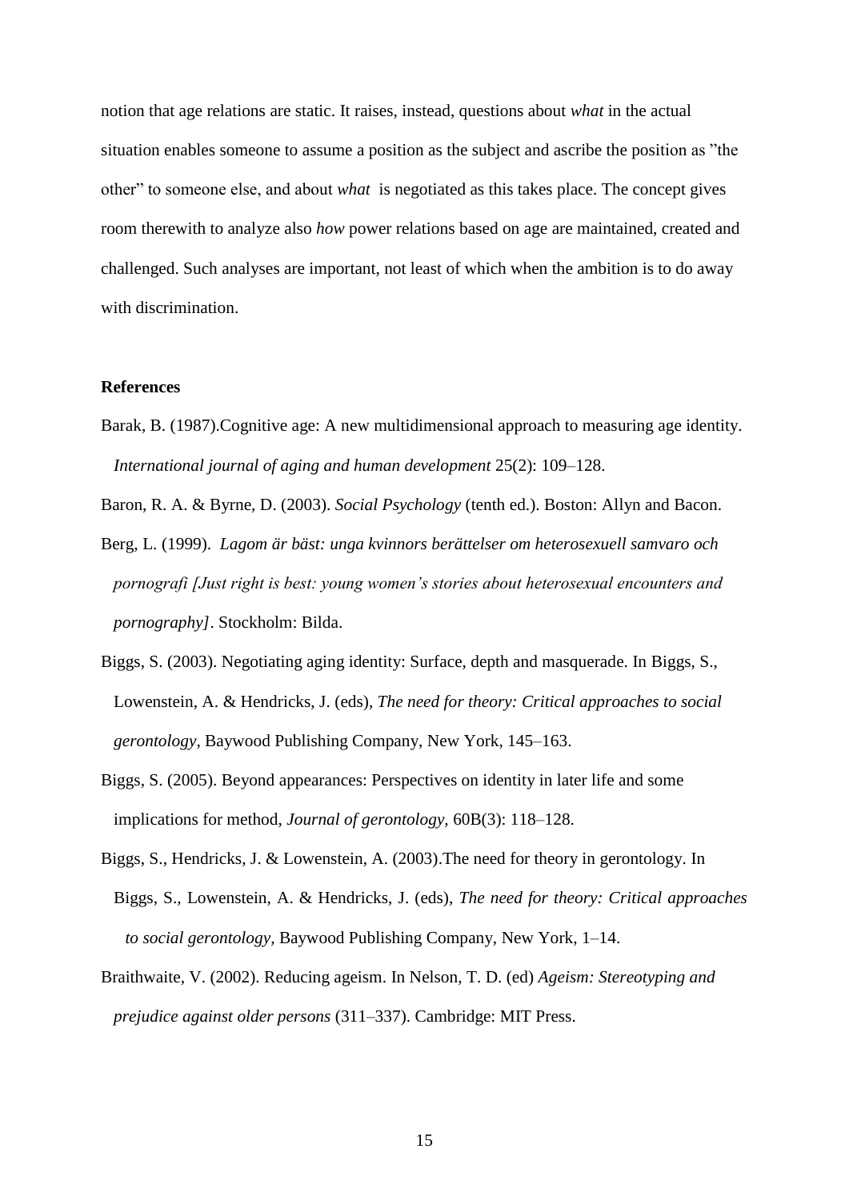notion that age relations are static. It raises, instead, questions about *what* in the actual situation enables someone to assume a position as the subject and ascribe the position as ”the other” to someone else, and about *what* is negotiated as this takes place. The concept gives room therewith to analyze also *how* power relations based on age are maintained, created and challenged. Such analyses are important, not least of which when the ambition is to do away with discrimination.

**References**

Barak, B. (1987).Cognitive age: A new multidimensional approach to measuring age identity. *International journal of aging and human development* 25(2): 109–128.

Baron, R. A. & Byrne, D. (2003). *Social Psychology* (tenth ed.). Boston: Allyn and Bacon.

Berg, L. (1999). *Lagom är bäst: unga kvinnors berättelser om heterosexuell samvaro och pornografi [Just right is best: young women's stories about heterosexual encounters and pornography]*. Stockholm: Bilda.

Biggs, S. (2003). Negotiating aging identity: Surface, depth and masquerade. In Biggs, S., Lowenstein, A. & Hendricks, J. (eds), *The need for theory: Critical approaches to social gerontology*, Baywood Publishing Company, New York, 145–163.

Biggs, S. (2005). Beyond appearances: Perspectives on identity in later life and some implications for method, *Journal of gerontology,* 60B(3): 118–128.

Biggs, S., Hendricks, J. & Lowenstein, A. (2003).The need for theory in gerontology. In Biggs, S., Lowenstein, A. & Hendricks, J. (eds), *The need for theory: Critical approaches to social gerontology*, Baywood Publishing Company, New York, 1–14.

Braithwaite, V. (2002). Reducing ageism. In Nelson, T. D. (ed) *Ageism: Stereotyping and prejudice against older persons* (311–337). Cambridge: MIT Press.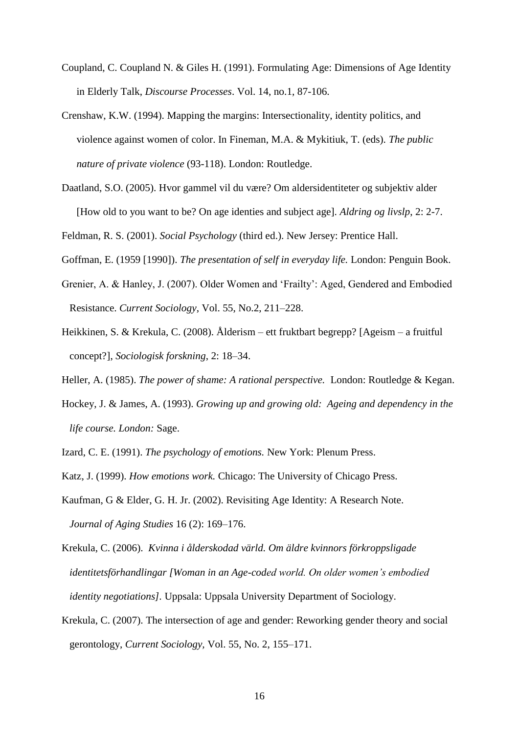Coupland, C. Coupland N. & Giles H. (1991). Formulating Age: Dimensions of Age Identity in Elderly Talk, *Discourse Processes*. Vol. 14, no.1, 87-106.

Crenshaw, K.W. (1994). Mapping the margins: Intersectionality, identity politics, and violence against women of color. In Fineman, M.A. & Mykitiuk, T. (eds). *The public nature of private violence* (93-118). London: Routledge.

Daatland, S.O. (2005). Hvor gammel vil du være? Om aldersidentiteter og subjektiv alder [How old to you want to be? On age identies and subject age]. *Aldring og livslp*, 2: 2-7.

Feldman, R. S. (2001). *Social Psychology* (third ed.). New Jersey: Prentice Hall.

Goffman, E. (1959 [1990]). *The presentation of self in everyday life.* London: Penguin Book.

Grenier, A. & Hanley, J. (2007). Older Women and 'Frailty': Aged, Gendered and Embodied Resistance. *Current Sociology*, Vol. 55, No.2, 211–228.

Heikkinen, S. & Krekula, C. (2008). Ålderism – ett fruktbart begrepp? [Ageism – a fruitful concept?], *Sociologisk forskning*, 2: 18–34.

Heller, A. (1985). *The power of shame: A rational perspective.* London: Routledge & Kegan.

Hockey, J. & James, A. (1993). *Growing up and growing old: Ageing and dependency in the life course. London:* Sage.

Izard, C. E. (1991). *The psychology of emotions.* New York: Plenum Press.

Katz, J. (1999). *How emotions work.* Chicago: The University of Chicago Press.

Kaufman, G & Elder, G. H. Jr. (2002). Revisiting Age Identity: A Research Note. *Journal of Aging Studies* 16 (2): 169–176.

Krekula, C. (2006). *Kvinna i ålderskodad värld. Om äldre kvinnors förkroppsligade identitetsförhandlingar [Woman in an Age-coded world. On older women's embodied identity negotiations].* Uppsala: Uppsala University Department of Sociology.

Krekula, C. (2007). The intersection of age and gender: Reworking gender theory and social gerontology, *Current Sociology,* Vol. 55, No. 2, 155–171.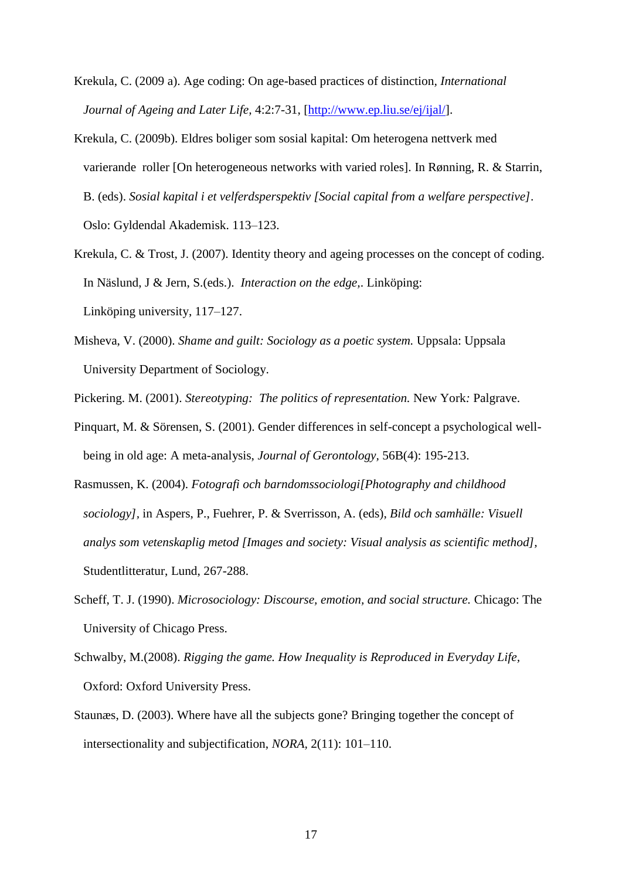Krekula, C. (2009 a). Age coding: On age-based practices of distinction, *International Journal of Ageing and Later Life*, 4:2:7-31, [http://www.ep.liu.se/ej/ijal/].

Krekula, C. (2009b). Eldres boliger som sosial kapital: Om heterogena nettverk med varierande roller [On heterogeneous networks with varied roles]. In Rønning, R. & Starrin, B. (eds). *Sosial kapital i et velferdsperspektiv [Social capital from a welfare perspective]*. Oslo: Gyldendal Akademisk. 113–123.

Krekula, C. & Trost, J. (2007). Identity theory and ageing processes on the concept of coding. In Näslund, J & Jern, S.(eds.). *Interaction on the edge,*. Linköping: Linköping university, 117–127.

Misheva, V. (2000). *Shame and guilt: Sociology as a poetic system.* Uppsala: Uppsala University Department of Sociology.

Pickering. M. (2001). *Stereotyping: The politics of representation.* New York*:* Palgrave.

Pinquart, M. & Sörensen, S. (2001). Gender differences in self-concept a psychological well-being in old age: A meta-analysis, *Journal of Gerontology*, 56B(4): 195-213.

Rasmussen, K. (2004). *Fotografi och barndomssociologi[Photography and childhood sociology]*, in Aspers, P., Fuehrer, P. & Sverrisson, A. (eds), *Bild och samhälle: Visuell analys som vetenskaplig metod [Images and society: Visual analysis as scientific method]*, Studentlitteratur, Lund, 267-288.

Scheff, T. J. (1990). *Microsociology: Discourse, emotion, and social structure.* Chicago: The University of Chicago Press.

Schwalby, M.(2008). *Rigging the game. How Inequality is Reproduced in Everyday Life,* Oxford: Oxford University Press.

Staunæs, D. (2003). Where have all the subjects gone? Bringing together the concept of intersectionality and subjectification, *NORA*, 2(11): 101–110.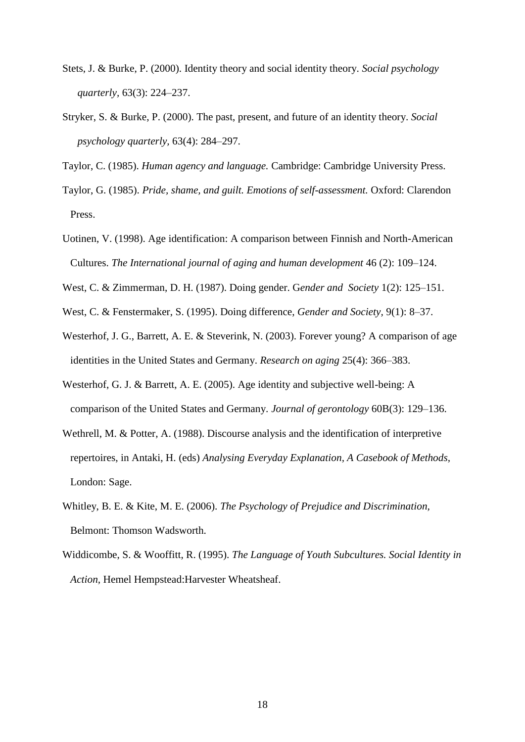Stets, J. & Burke, P. (2000). Identity theory and social identity theory. *Social psychology quarterly,* 63(3): 224–237.

Stryker, S. & Burke, P. (2000). The past, present, and future of an identity theory. *Social psychology quarterly,* 63(4): 284–297.

Taylor, C. (1985). *Human agency and language.* Cambridge: Cambridge University Press.

Taylor, G. (1985). *Pride, shame, and guilt. Emotions of self-assessment.* Oxford: Clarendon Press.

Uotinen, V. (1998). Age identification: A comparison between Finnish and North-American Cultures. *The International journal of aging and human development* 46 (2): 109–124.

West, C. & Zimmerman, D. H. (1987). Doing gender. G*ender and Society* 1(2): 125–151.

West, C. & Fenstermaker, S. (1995). Doing difference, *Gender and Society*, 9(1): 8–37.

Westerhof, J. G., Barrett, A. E. & Steverink, N. (2003). Forever young? A comparison of age identities in the United States and Germany. *Research on aging* 25(4): 366–383.

Westerhof, G. J. & Barrett, A. E. (2005). Age identity and subjective well-being: A comparison of the United States and Germany. *Journal of gerontology* 60B(3): 129–136.

Wethrell, M. & Potter, A. (1988). Discourse analysis and the identification of interpretive repertoires, in Antaki, H. (eds) *Analysing Everyday Explanation, A Casebook of Methods,* London: Sage.

Whitley, B. E. & Kite, M. E. (2006). *The Psychology of Prejudice and Discrimination,* Belmont: Thomson Wadsworth.

Widdicombe, S. & Wooffitt, R. (1995). *The Language of Youth Subcultures. Social Identity in Action,* Hemel Hempstead:Harvester Wheatsheaf.